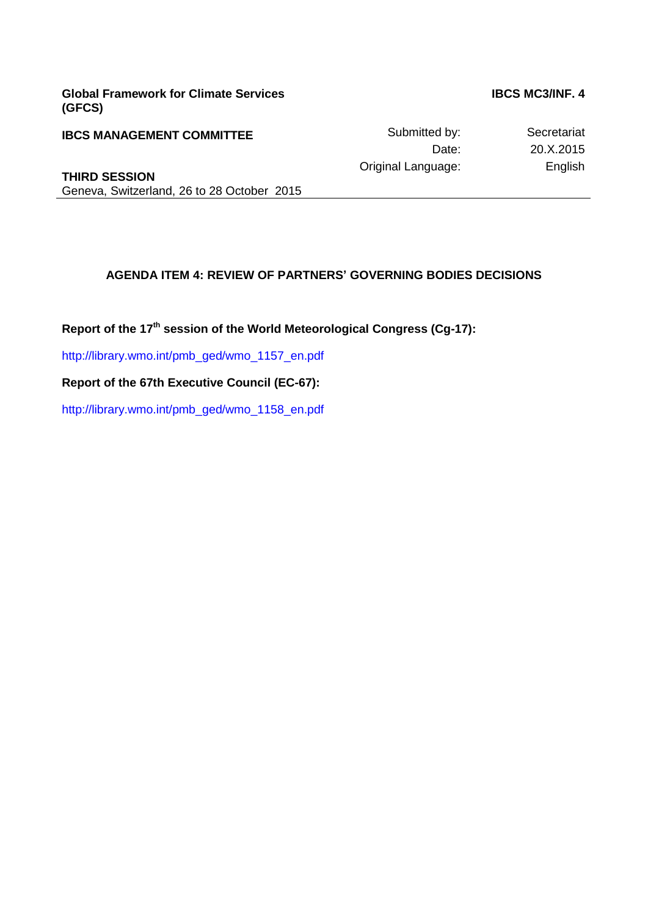**Global Framework for Climate Services (GFCS)**

**IBCS MC3/INF. 4**

**IBCS MANAGEMENT COMMITTEE**

Submitted by: Secretariat
Date: 20.X.2015
Original Language: English

**THIRD SESSION**
Geneva, Switzerland, 26 to 28 October 2015

---

## AGENDA ITEM 4: REVIEW OF PARTNERS' GOVERNING BODIES DECISIONS

**Report of the 17th session of the World Meteorological Congress (Cg-17):**

http://library.wmo.int/pmb_ged/wmo_1157_en.pdf

**Report of the 67th Executive Council (EC-67):**

http://library.wmo.int/pmb_ged/wmo_1158_en.pdf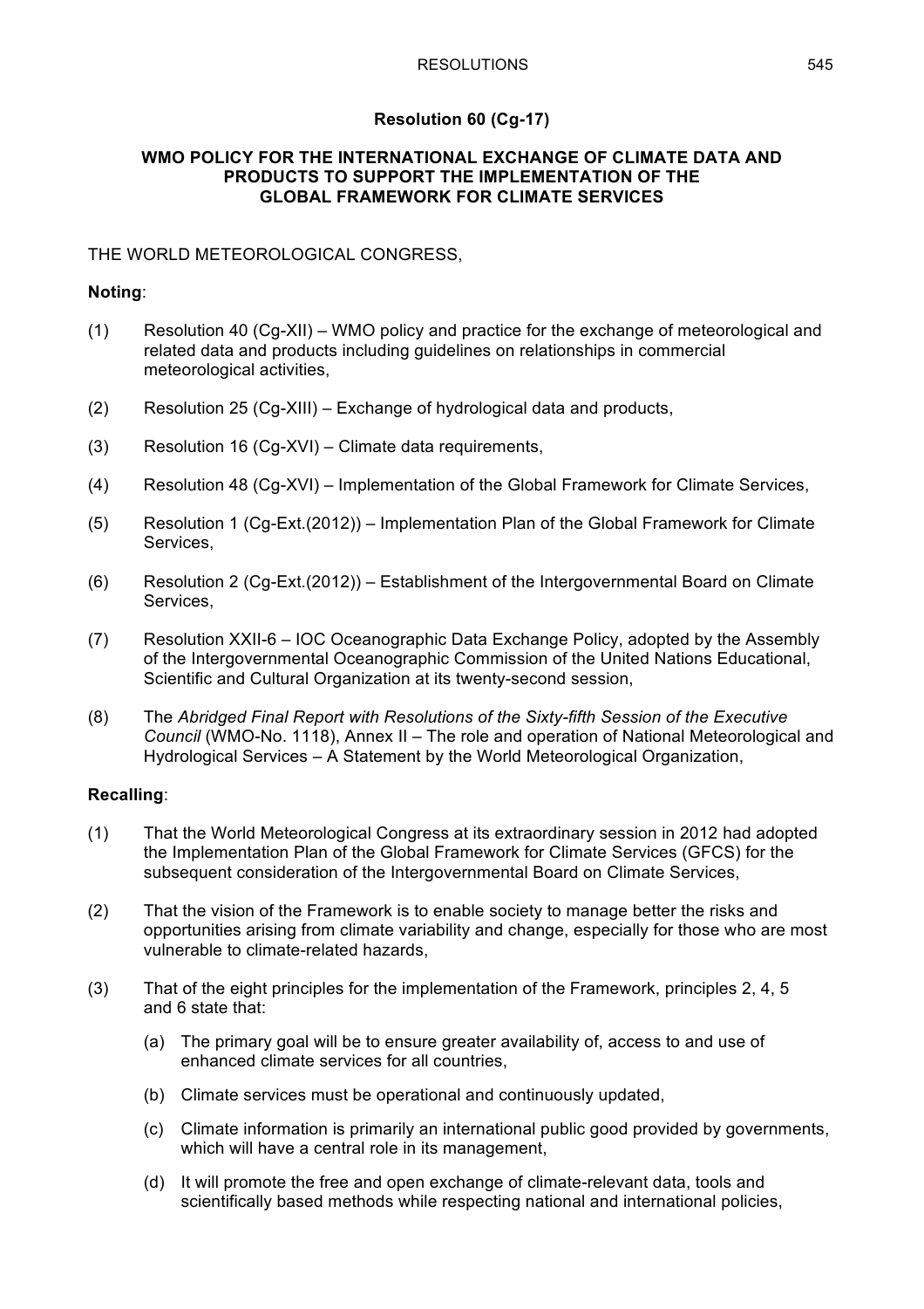## Resolution 60 (Cg-17)

### WMO POLICY FOR THE INTERNATIONAL EXCHANGE OF CLIMATE DATA AND PRODUCTS TO SUPPORT THE IMPLEMENTATION OF THE GLOBAL FRAMEWORK FOR CLIMATE SERVICES

THE WORLD METEOROLOGICAL CONGRESS,

**Noting**:

(1) Resolution 40 (Cg-XII) – WMO policy and practice for the exchange of meteorological and related data and products including guidelines on relationships in commercial meteorological activities,

(2) Resolution 25 (Cg-XIII) – Exchange of hydrological data and products,

(3) Resolution 16 (Cg-XVI) – Climate data requirements,

(4) Resolution 48 (Cg-XVI) – Implementation of the Global Framework for Climate Services,

(5) Resolution 1 (Cg-Ext.(2012)) – Implementation Plan of the Global Framework for Climate Services,

(6) Resolution 2 (Cg-Ext.(2012)) – Establishment of the Intergovernmental Board on Climate Services,

(7) Resolution XXII-6 – IOC Oceanographic Data Exchange Policy, adopted by the Assembly of the Intergovernmental Oceanographic Commission of the United Nations Educational, Scientific and Cultural Organization at its twenty-second session,

(8) The *Abridged Final Report with Resolutions of the Sixty-fifth Session of the Executive Council* (WMO-No. 1118), Annex II – The role and operation of National Meteorological and Hydrological Services – A Statement by the World Meteorological Organization,

**Recalling**:

(1) That the World Meteorological Congress at its extraordinary session in 2012 had adopted the Implementation Plan of the Global Framework for Climate Services (GFCS) for the subsequent consideration of the Intergovernmental Board on Climate Services,

(2) That the vision of the Framework is to enable society to manage better the risks and opportunities arising from climate variability and change, especially for those who are most vulnerable to climate-related hazards,

(3) That of the eight principles for the implementation of the Framework, principles 2, 4, 5 and 6 state that:

   (a) The primary goal will be to ensure greater availability of, access to and use of enhanced climate services for all countries,

   (b) Climate services must be operational and continuously updated,

   (c) Climate information is primarily an international public good provided by governments, which will have a central role in its management,

   (d) It will promote the free and open exchange of climate-relevant data, tools and scientifically based methods while respecting national and international policies,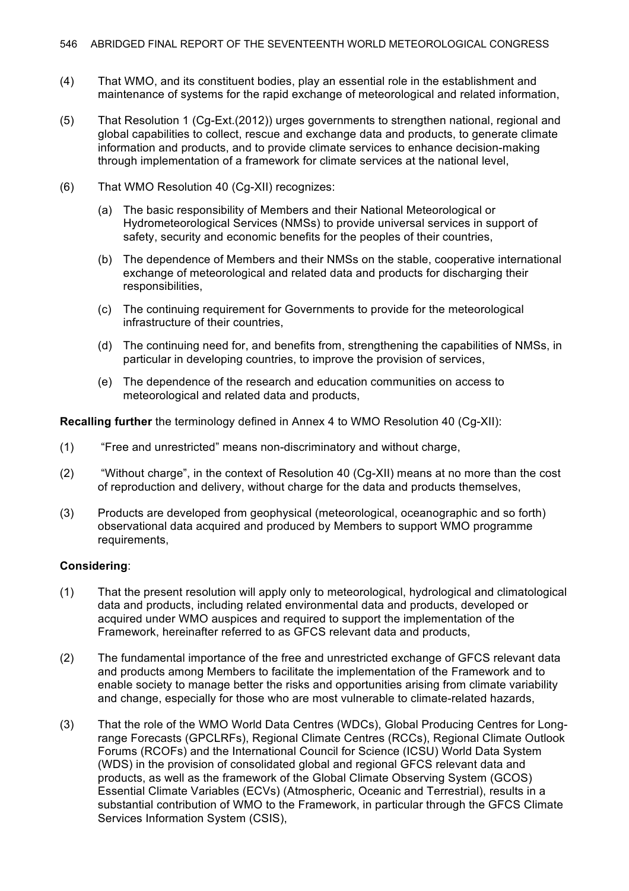(4) That WMO, and its constituent bodies, play an essential role in the establishment and maintenance of systems for the rapid exchange of meteorological and related information,

(5) That Resolution 1 (Cg-Ext.(2012)) urges governments to strengthen national, regional and global capabilities to collect, rescue and exchange data and products, to generate climate information and products, and to provide climate services to enhance decision-making through implementation of a framework for climate services at the national level,

(6) That WMO Resolution 40 (Cg-XII) recognizes:

(a) The basic responsibility of Members and their National Meteorological or Hydrometeorological Services (NMSs) to provide universal services in support of safety, security and economic benefits for the peoples of their countries,

(b) The dependence of Members and their NMSs on the stable, cooperative international exchange of meteorological and related data and products for discharging their responsibilities,

(c) The continuing requirement for Governments to provide for the meteorological infrastructure of their countries,

(d) The continuing need for, and benefits from, strengthening the capabilities of NMSs, in particular in developing countries, to improve the provision of services,

(e) The dependence of the research and education communities on access to meteorological and related data and products,

**Recalling further** the terminology defined in Annex 4 to WMO Resolution 40 (Cg-XII):

(1) "Free and unrestricted" means non-discriminatory and without charge,

(2) "Without charge", in the context of Resolution 40 (Cg-XII) means at no more than the cost of reproduction and delivery, without charge for the data and products themselves,

(3) Products are developed from geophysical (meteorological, oceanographic and so forth) observational data acquired and produced by Members to support WMO programme requirements,

**Considering**:

(1) That the present resolution will apply only to meteorological, hydrological and climatological data and products, including related environmental data and products, developed or acquired under WMO auspices and required to support the implementation of the Framework, hereinafter referred to as GFCS relevant data and products,

(2) The fundamental importance of the free and unrestricted exchange of GFCS relevant data and products among Members to facilitate the implementation of the Framework and to enable society to manage better the risks and opportunities arising from climate variability and change, especially for those who are most vulnerable to climate-related hazards,

(3) That the role of the WMO World Data Centres (WDCs), Global Producing Centres for Long-range Forecasts (GPCLRFs), Regional Climate Centres (RCCs), Regional Climate Outlook Forums (RCOFs) and the International Council for Science (ICSU) World Data System (WDS) in the provision of consolidated global and regional GFCS relevant data and products, as well as the framework of the Global Climate Observing System (GCOS) Essential Climate Variables (ECVs) (Atmospheric, Oceanic and Terrestrial), results in a substantial contribution of WMO to the Framework, in particular through the GFCS Climate Services Information System (CSIS),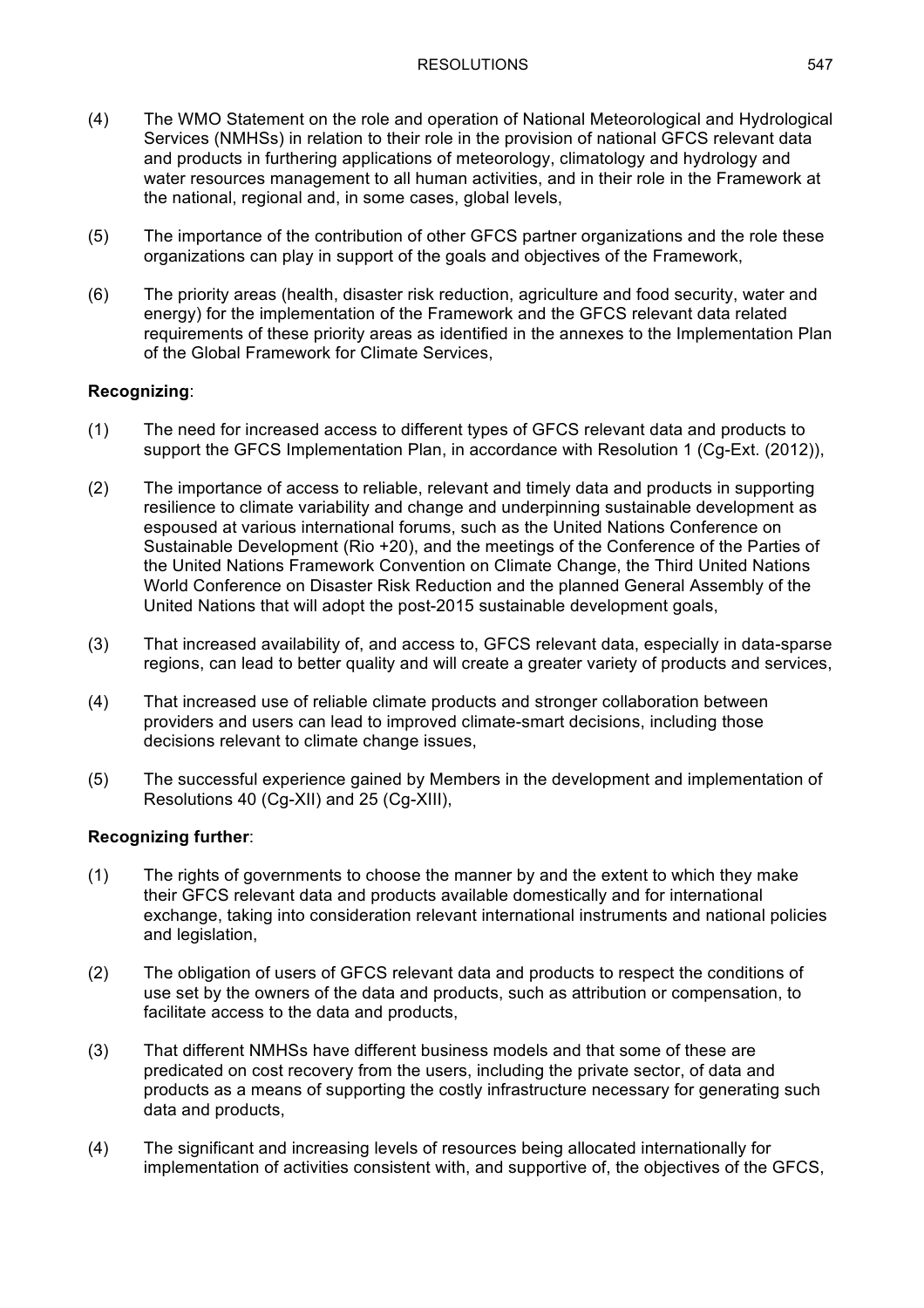(4) The WMO Statement on the role and operation of National Meteorological and Hydrological Services (NMHSs) in relation to their role in the provision of national GFCS relevant data and products in furthering applications of meteorology, climatology and hydrology and water resources management to all human activities, and in their role in the Framework at the national, regional and, in some cases, global levels,

(5) The importance of the contribution of other GFCS partner organizations and the role these organizations can play in support of the goals and objectives of the Framework,

(6) The priority areas (health, disaster risk reduction, agriculture and food security, water and energy) for the implementation of the Framework and the GFCS relevant data related requirements of these priority areas as identified in the annexes to the Implementation Plan of the Global Framework for Climate Services,

**Recognizing**:

(1) The need for increased access to different types of GFCS relevant data and products to support the GFCS Implementation Plan, in accordance with Resolution 1 (Cg-Ext. (2012)),

(2) The importance of access to reliable, relevant and timely data and products in supporting resilience to climate variability and change and underpinning sustainable development as espoused at various international forums, such as the United Nations Conference on Sustainable Development (Rio +20), and the meetings of the Conference of the Parties of the United Nations Framework Convention on Climate Change, the Third United Nations World Conference on Disaster Risk Reduction and the planned General Assembly of the United Nations that will adopt the post-2015 sustainable development goals,

(3) That increased availability of, and access to, GFCS relevant data, especially in data-sparse regions, can lead to better quality and will create a greater variety of products and services,

(4) That increased use of reliable climate products and stronger collaboration between providers and users can lead to improved climate-smart decisions, including those decisions relevant to climate change issues,

(5) The successful experience gained by Members in the development and implementation of Resolutions 40 (Cg-XII) and 25 (Cg-XIII),

**Recognizing further**:

(1) The rights of governments to choose the manner by and the extent to which they make their GFCS relevant data and products available domestically and for international exchange, taking into consideration relevant international instruments and national policies and legislation,

(2) The obligation of users of GFCS relevant data and products to respect the conditions of use set by the owners of the data and products, such as attribution or compensation, to facilitate access to the data and products,

(3) That different NMHSs have different business models and that some of these are predicated on cost recovery from the users, including the private sector, of data and products as a means of supporting the costly infrastructure necessary for generating such data and products,

(4) The significant and increasing levels of resources being allocated internationally for implementation of activities consistent with, and supportive of, the objectives of the GFCS,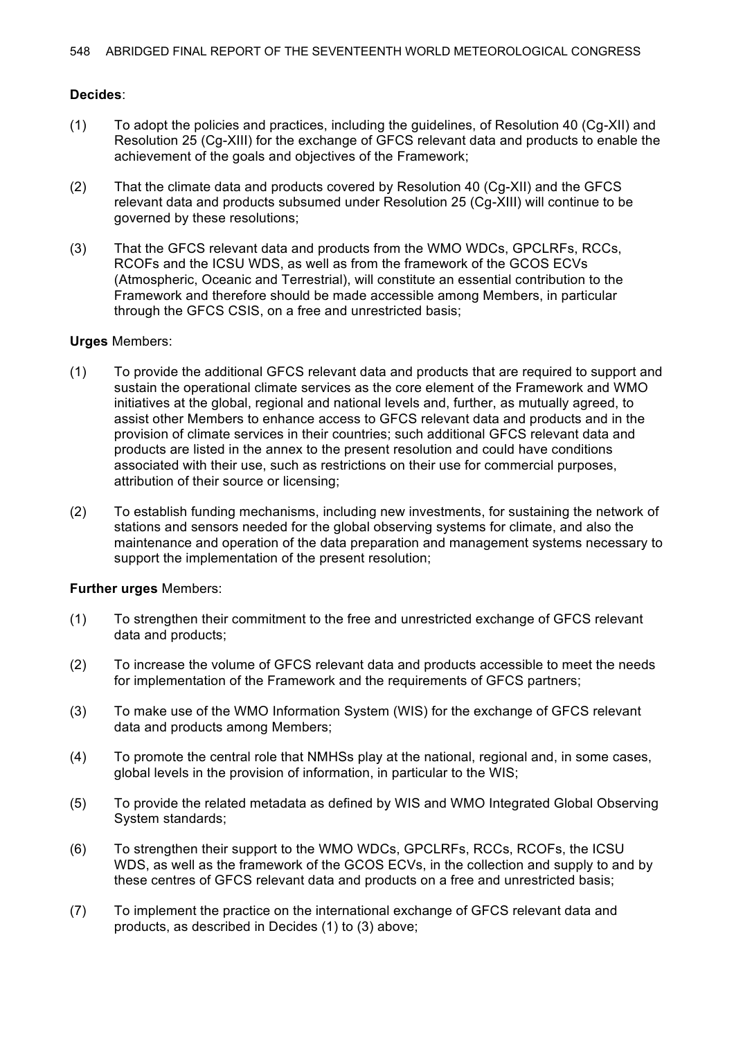**Decides**:

(1) To adopt the policies and practices, including the guidelines, of Resolution 40 (Cg-XII) and Resolution 25 (Cg-XIII) for the exchange of GFCS relevant data and products to enable the achievement of the goals and objectives of the Framework;

(2) That the climate data and products covered by Resolution 40 (Cg-XII) and the GFCS relevant data and products subsumed under Resolution 25 (Cg-XIII) will continue to be governed by these resolutions;

(3) That the GFCS relevant data and products from the WMO WDCs, GPCLRFs, RCCs, RCOFs and the ICSU WDS, as well as from the framework of the GCOS ECVs (Atmospheric, Oceanic and Terrestrial), will constitute an essential contribution to the Framework and therefore should be made accessible among Members, in particular through the GFCS CSIS, on a free and unrestricted basis;

**Urges** Members:

(1) To provide the additional GFCS relevant data and products that are required to support and sustain the operational climate services as the core element of the Framework and WMO initiatives at the global, regional and national levels and, further, as mutually agreed, to assist other Members to enhance access to GFCS relevant data and products and in the provision of climate services in their countries; such additional GFCS relevant data and products are listed in the annex to the present resolution and could have conditions associated with their use, such as restrictions on their use for commercial purposes, attribution of their source or licensing;

(2) To establish funding mechanisms, including new investments, for sustaining the network of stations and sensors needed for the global observing systems for climate, and also the maintenance and operation of the data preparation and management systems necessary to support the implementation of the present resolution;

**Further urges** Members:

(1) To strengthen their commitment to the free and unrestricted exchange of GFCS relevant data and products;

(2) To increase the volume of GFCS relevant data and products accessible to meet the needs for implementation of the Framework and the requirements of GFCS partners;

(3) To make use of the WMO Information System (WIS) for the exchange of GFCS relevant data and products among Members;

(4) To promote the central role that NMHSs play at the national, regional and, in some cases, global levels in the provision of information, in particular to the WIS;

(5) To provide the related metadata as defined by WIS and WMO Integrated Global Observing System standards;

(6) To strengthen their support to the WMO WDCs, GPCLRFs, RCCs, RCOFs, the ICSU WDS, as well as the framework of the GCOS ECVs, in the collection and supply to and by these centres of GFCS relevant data and products on a free and unrestricted basis;

(7) To implement the practice on the international exchange of GFCS relevant data and products, as described in Decides (1) to (3) above;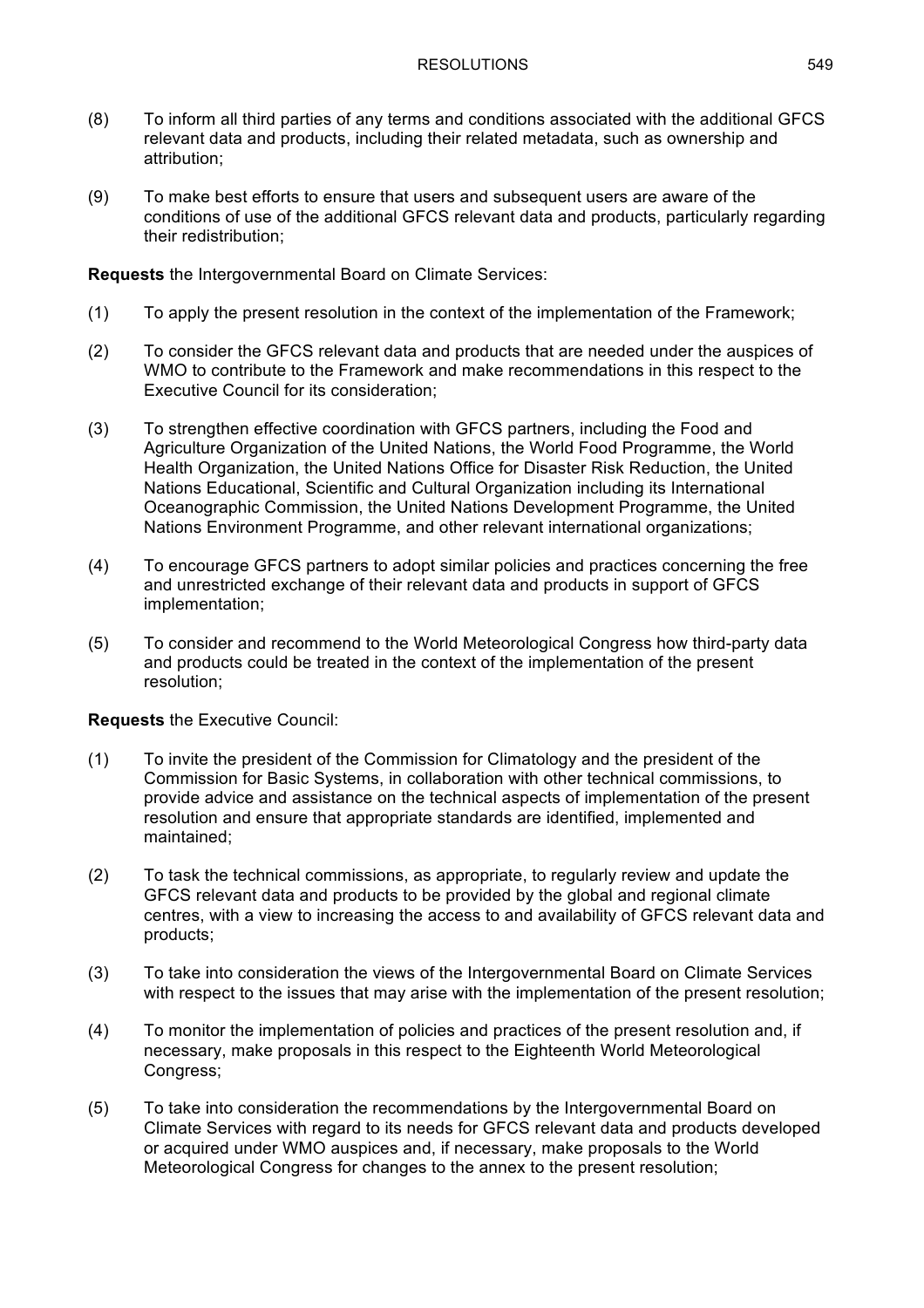(8) To inform all third parties of any terms and conditions associated with the additional GFCS relevant data and products, including their related metadata, such as ownership and attribution;

(9) To make best efforts to ensure that users and subsequent users are aware of the conditions of use of the additional GFCS relevant data and products, particularly regarding their redistribution;

**Requests** the Intergovernmental Board on Climate Services:

(1) To apply the present resolution in the context of the implementation of the Framework;

(2) To consider the GFCS relevant data and products that are needed under the auspices of WMO to contribute to the Framework and make recommendations in this respect to the Executive Council for its consideration;

(3) To strengthen effective coordination with GFCS partners, including the Food and Agriculture Organization of the United Nations, the World Food Programme, the World Health Organization, the United Nations Office for Disaster Risk Reduction, the United Nations Educational, Scientific and Cultural Organization including its International Oceanographic Commission, the United Nations Development Programme, the United Nations Environment Programme, and other relevant international organizations;

(4) To encourage GFCS partners to adopt similar policies and practices concerning the free and unrestricted exchange of their relevant data and products in support of GFCS implementation;

(5) To consider and recommend to the World Meteorological Congress how third-party data and products could be treated in the context of the implementation of the present resolution;

**Requests** the Executive Council:

(1) To invite the president of the Commission for Climatology and the president of the Commission for Basic Systems, in collaboration with other technical commissions, to provide advice and assistance on the technical aspects of implementation of the present resolution and ensure that appropriate standards are identified, implemented and maintained;

(2) To task the technical commissions, as appropriate, to regularly review and update the GFCS relevant data and products to be provided by the global and regional climate centres, with a view to increasing the access to and availability of GFCS relevant data and products;

(3) To take into consideration the views of the Intergovernmental Board on Climate Services with respect to the issues that may arise with the implementation of the present resolution;

(4) To monitor the implementation of policies and practices of the present resolution and, if necessary, make proposals in this respect to the Eighteenth World Meteorological Congress;

(5) To take into consideration the recommendations by the Intergovernmental Board on Climate Services with regard to its needs for GFCS relevant data and products developed or acquired under WMO auspices and, if necessary, make proposals to the World Meteorological Congress for changes to the annex to the present resolution;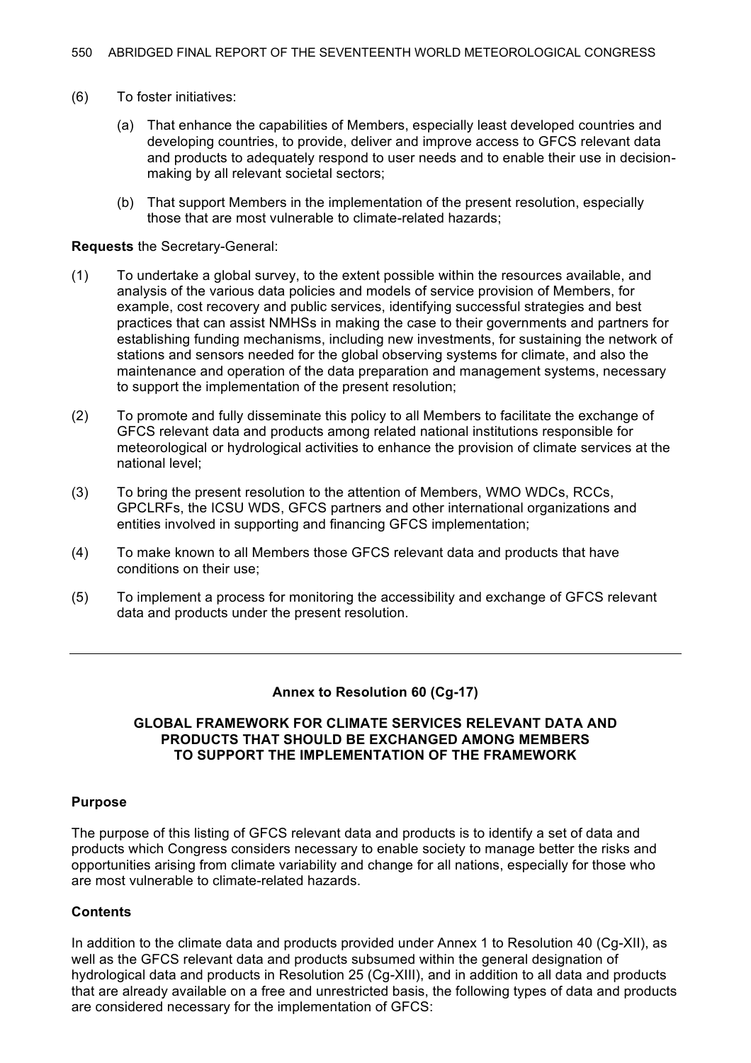(6) To foster initiatives:

(a) That enhance the capabilities of Members, especially least developed countries and developing countries, to provide, deliver and improve access to GFCS relevant data and products to adequately respond to user needs and to enable their use in decision-making by all relevant societal sectors;

(b) That support Members in the implementation of the present resolution, especially those that are most vulnerable to climate-related hazards;

**Requests** the Secretary-General:

(1) To undertake a global survey, to the extent possible within the resources available, and analysis of the various data policies and models of service provision of Members, for example, cost recovery and public services, identifying successful strategies and best practices that can assist NMHSs in making the case to their governments and partners for establishing funding mechanisms, including new investments, for sustaining the network of stations and sensors needed for the global observing systems for climate, and also the maintenance and operation of the data preparation and management systems, necessary to support the implementation of the present resolution;

(2) To promote and fully disseminate this policy to all Members to facilitate the exchange of GFCS relevant data and products among related national institutions responsible for meteorological or hydrological activities to enhance the provision of climate services at the national level;

(3) To bring the present resolution to the attention of Members, WMO WDCs, RCCs, GPCLRFs, the ICSU WDS, GFCS partners and other international organizations and entities involved in supporting and financing GFCS implementation;

(4) To make known to all Members those GFCS relevant data and products that have conditions on their use;

(5) To implement a process for monitoring the accessibility and exchange of GFCS relevant data and products under the present resolution.

---

## Annex to Resolution 60 (Cg-17)

### GLOBAL FRAMEWORK FOR CLIMATE SERVICES RELEVANT DATA AND PRODUCTS THAT SHOULD BE EXCHANGED AMONG MEMBERS TO SUPPORT THE IMPLEMENTATION OF THE FRAMEWORK

**Purpose**

The purpose of this listing of GFCS relevant data and products is to identify a set of data and products which Congress considers necessary to enable society to manage better the risks and opportunities arising from climate variability and change for all nations, especially for those who are most vulnerable to climate-related hazards.

**Contents**

In addition to the climate data and products provided under Annex 1 to Resolution 40 (Cg-XII), as well as the GFCS relevant data and products subsumed within the general designation of hydrological data and products in Resolution 25 (Cg-XIII), and in addition to all data and products that are already available on a free and unrestricted basis, the following types of data and products are considered necessary for the implementation of GFCS: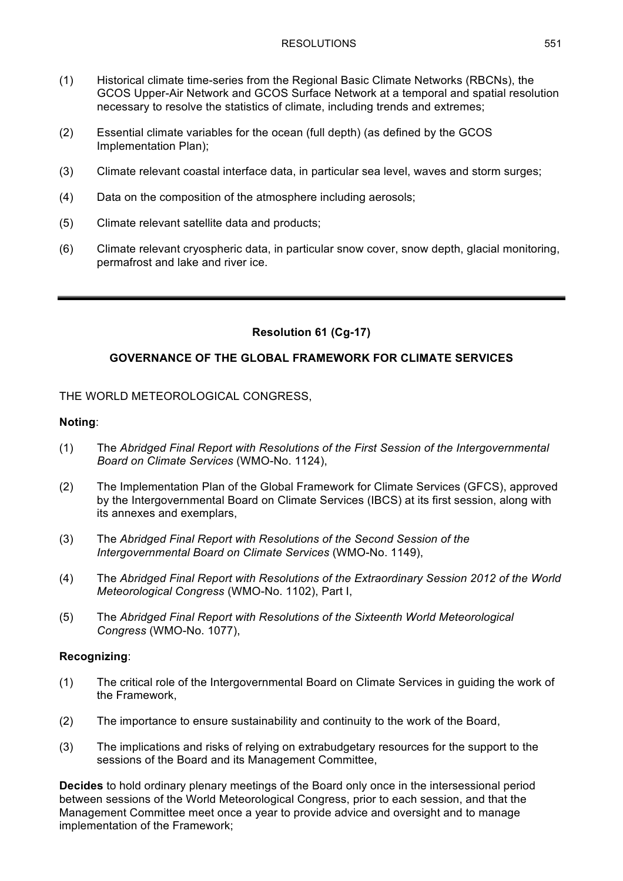(1) Historical climate time-series from the Regional Basic Climate Networks (RBCNs), the GCOS Upper-Air Network and GCOS Surface Network at a temporal and spatial resolution necessary to resolve the statistics of climate, including trends and extremes;

(2) Essential climate variables for the ocean (full depth) (as defined by the GCOS Implementation Plan);

(3) Climate relevant coastal interface data, in particular sea level, waves and storm surges;

(4) Data on the composition of the atmosphere including aerosols;

(5) Climate relevant satellite data and products;

(6) Climate relevant cryospheric data, in particular snow cover, snow depth, glacial monitoring, permafrost and lake and river ice.

---

**Resolution 61 (Cg-17)**

**GOVERNANCE OF THE GLOBAL FRAMEWORK FOR CLIMATE SERVICES**

THE WORLD METEOROLOGICAL CONGRESS,

**Noting**:

(1) The *Abridged Final Report with Resolutions of the First Session of the Intergovernmental Board on Climate Services* (WMO-No. 1124),

(2) The Implementation Plan of the Global Framework for Climate Services (GFCS), approved by the Intergovernmental Board on Climate Services (IBCS) at its first session, along with its annexes and exemplars,

(3) The *Abridged Final Report with Resolutions of the Second Session of the Intergovernmental Board on Climate Services* (WMO-No. 1149),

(4) The *Abridged Final Report with Resolutions of the Extraordinary Session 2012 of the World Meteorological Congress* (WMO-No. 1102), Part I,

(5) The *Abridged Final Report with Resolutions of the Sixteenth World Meteorological Congress* (WMO-No. 1077),

**Recognizing**:

(1) The critical role of the Intergovernmental Board on Climate Services in guiding the work of the Framework,

(2) The importance to ensure sustainability and continuity to the work of the Board,

(3) The implications and risks of relying on extrabudgetary resources for the support to the sessions of the Board and its Management Committee,

**Decides** to hold ordinary plenary meetings of the Board only once in the intersessional period between sessions of the World Meteorological Congress, prior to each session, and that the Management Committee meet once a year to provide advice and oversight and to manage implementation of the Framework;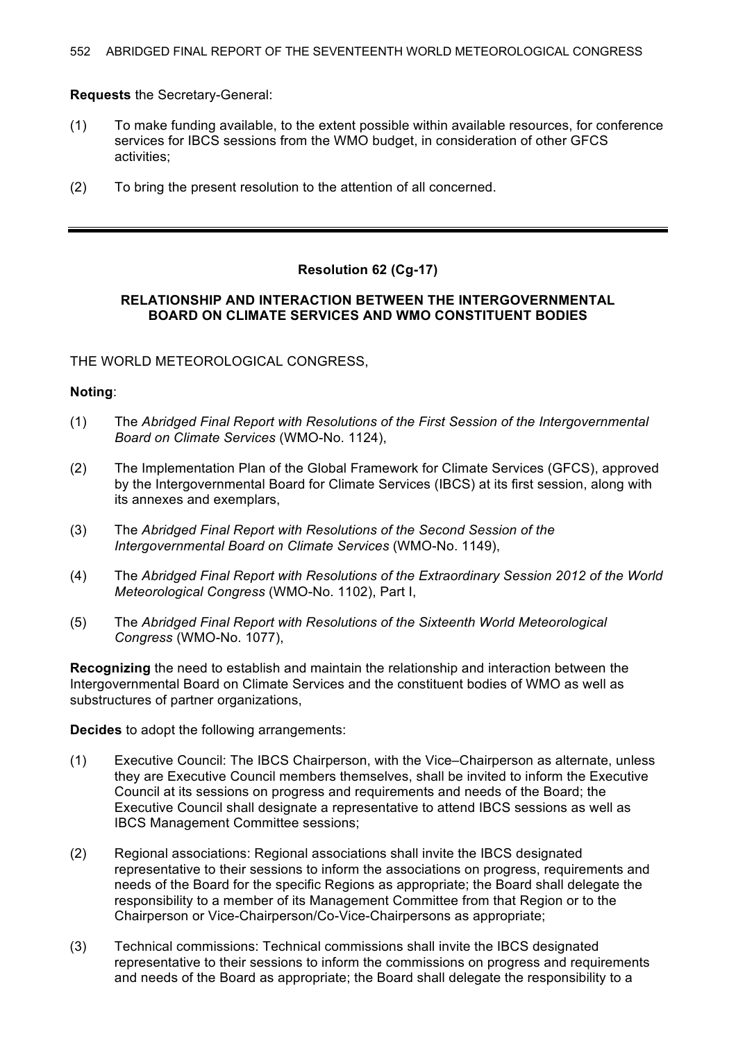**Requests** the Secretary-General:

(1) To make funding available, to the extent possible within available resources, for conference services for IBCS sessions from the WMO budget, in consideration of other GFCS activities;

(2) To bring the present resolution to the attention of all concerned.

---

## Resolution 62 (Cg-17)

### RELATIONSHIP AND INTERACTION BETWEEN THE INTERGOVERNMENTAL BOARD ON CLIMATE SERVICES AND WMO CONSTITUENT BODIES

THE WORLD METEOROLOGICAL CONGRESS,

**Noting**:

(1) The *Abridged Final Report with Resolutions of the First Session of the Intergovernmental Board on Climate Services* (WMO-No. 1124),

(2) The Implementation Plan of the Global Framework for Climate Services (GFCS), approved by the Intergovernmental Board for Climate Services (IBCS) at its first session, along with its annexes and exemplars,

(3) The *Abridged Final Report with Resolutions of the Second Session of the Intergovernmental Board on Climate Services* (WMO-No. 1149),

(4) The *Abridged Final Report with Resolutions of the Extraordinary Session 2012 of the World Meteorological Congress* (WMO-No. 1102), Part I,

(5) The *Abridged Final Report with Resolutions of the Sixteenth World Meteorological Congress* (WMO-No. 1077),

**Recognizing** the need to establish and maintain the relationship and interaction between the Intergovernmental Board on Climate Services and the constituent bodies of WMO as well as substructures of partner organizations,

**Decides** to adopt the following arrangements:

(1) Executive Council: The IBCS Chairperson, with the Vice–Chairperson as alternate, unless they are Executive Council members themselves, shall be invited to inform the Executive Council at its sessions on progress and requirements and needs of the Board; the Executive Council shall designate a representative to attend IBCS sessions as well as IBCS Management Committee sessions;

(2) Regional associations: Regional associations shall invite the IBCS designated representative to their sessions to inform the associations on progress, requirements and needs of the Board for the specific Regions as appropriate; the Board shall delegate the responsibility to a member of its Management Committee from that Region or to the Chairperson or Vice-Chairperson/Co-Vice-Chairpersons as appropriate;

(3) Technical commissions: Technical commissions shall invite the IBCS designated representative to their sessions to inform the commissions on progress and requirements and needs of the Board as appropriate; the Board shall delegate the responsibility to a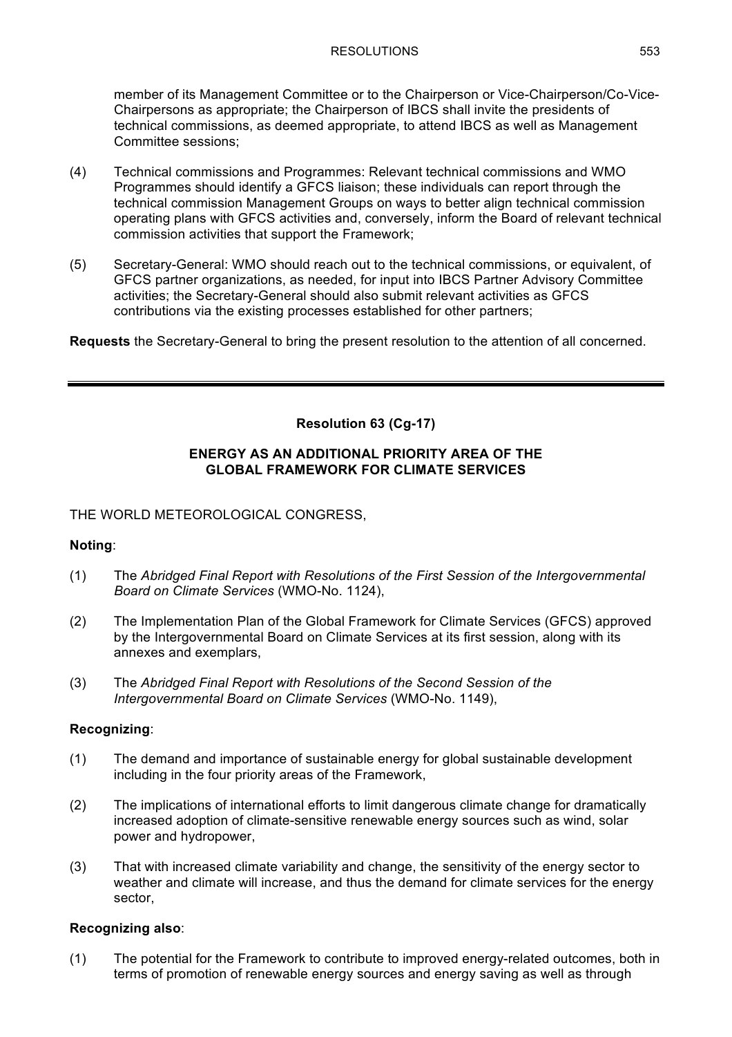member of its Management Committee or to the Chairperson or Vice-Chairperson/Co-Vice-Chairpersons as appropriate; the Chairperson of IBCS shall invite the presidents of technical commissions, as deemed appropriate, to attend IBCS as well as Management Committee sessions;

(4) Technical commissions and Programmes: Relevant technical commissions and WMO Programmes should identify a GFCS liaison; these individuals can report through the technical commission Management Groups on ways to better align technical commission operating plans with GFCS activities and, conversely, inform the Board of relevant technical commission activities that support the Framework;

(5) Secretary-General: WMO should reach out to the technical commissions, or equivalent, of GFCS partner organizations, as needed, for input into IBCS Partner Advisory Committee activities; the Secretary-General should also submit relevant activities as GFCS contributions via the existing processes established for other partners;

**Requests** the Secretary-General to bring the present resolution to the attention of all concerned.

---

## Resolution 63 (Cg-17)

### ENERGY AS AN ADDITIONAL PRIORITY AREA OF THE GLOBAL FRAMEWORK FOR CLIMATE SERVICES

THE WORLD METEOROLOGICAL CONGRESS,

**Noting**:

(1) The *Abridged Final Report with Resolutions of the First Session of the Intergovernmental Board on Climate Services* (WMO-No. 1124),

(2) The Implementation Plan of the Global Framework for Climate Services (GFCS) approved by the Intergovernmental Board on Climate Services at its first session, along with its annexes and exemplars,

(3) The *Abridged Final Report with Resolutions of the Second Session of the Intergovernmental Board on Climate Services* (WMO-No. 1149),

**Recognizing**:

(1) The demand and importance of sustainable energy for global sustainable development including in the four priority areas of the Framework,

(2) The implications of international efforts to limit dangerous climate change for dramatically increased adoption of climate-sensitive renewable energy sources such as wind, solar power and hydropower,

(3) That with increased climate variability and change, the sensitivity of the energy sector to weather and climate will increase, and thus the demand for climate services for the energy sector,

**Recognizing also**:

(1) The potential for the Framework to contribute to improved energy-related outcomes, both in terms of promotion of renewable energy sources and energy saving as well as through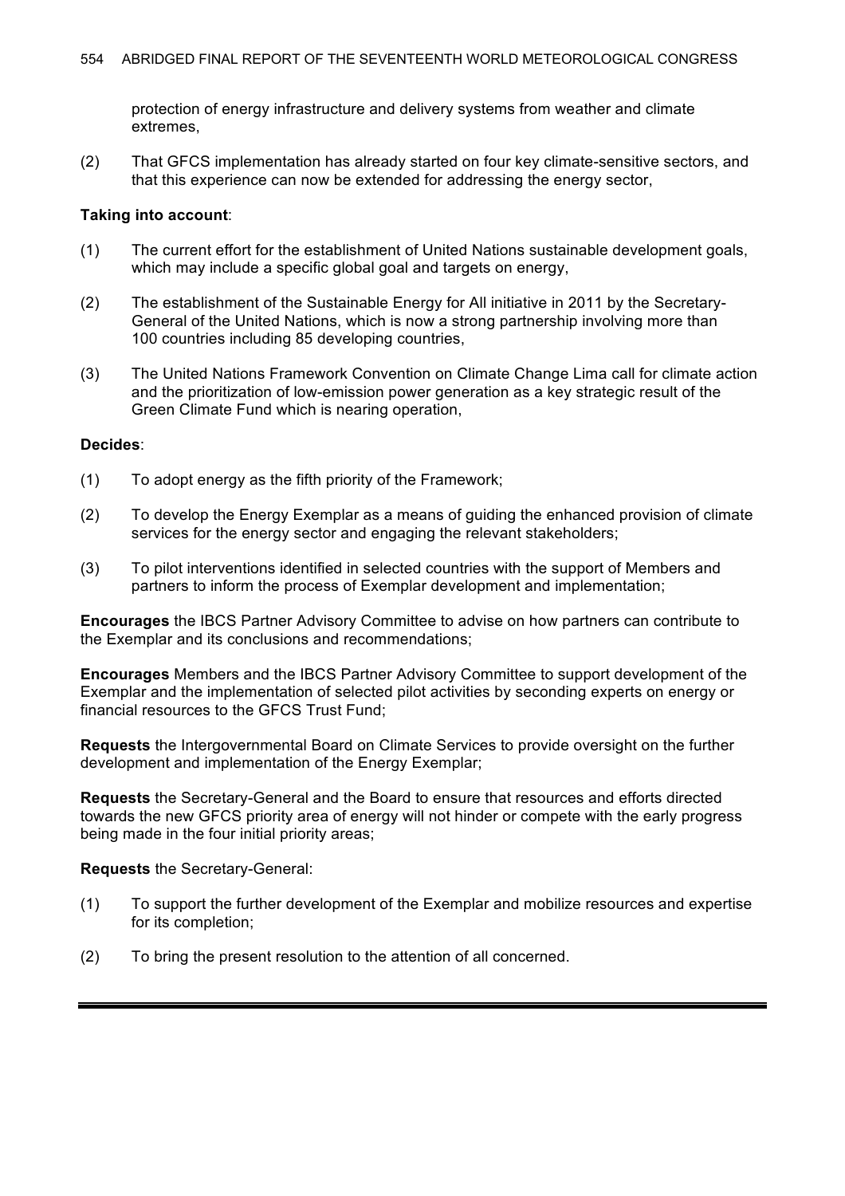protection of energy infrastructure and delivery systems from weather and climate extremes,

(2) That GFCS implementation has already started on four key climate-sensitive sectors, and that this experience can now be extended for addressing the energy sector,

**Taking into account**:

(1) The current effort for the establishment of United Nations sustainable development goals, which may include a specific global goal and targets on energy,

(2) The establishment of the Sustainable Energy for All initiative in 2011 by the Secretary-General of the United Nations, which is now a strong partnership involving more than 100 countries including 85 developing countries,

(3) The United Nations Framework Convention on Climate Change Lima call for climate action and the prioritization of low-emission power generation as a key strategic result of the Green Climate Fund which is nearing operation,

**Decides**:

(1) To adopt energy as the fifth priority of the Framework;

(2) To develop the Energy Exemplar as a means of guiding the enhanced provision of climate services for the energy sector and engaging the relevant stakeholders;

(3) To pilot interventions identified in selected countries with the support of Members and partners to inform the process of Exemplar development and implementation;

**Encourages** the IBCS Partner Advisory Committee to advise on how partners can contribute to the Exemplar and its conclusions and recommendations;

**Encourages** Members and the IBCS Partner Advisory Committee to support development of the Exemplar and the implementation of selected pilot activities by seconding experts on energy or financial resources to the GFCS Trust Fund;

**Requests** the Intergovernmental Board on Climate Services to provide oversight on the further development and implementation of the Energy Exemplar;

**Requests** the Secretary-General and the Board to ensure that resources and efforts directed towards the new GFCS priority area of energy will not hinder or compete with the early progress being made in the four initial priority areas;

**Requests** the Secretary-General:

(1) To support the further development of the Exemplar and mobilize resources and expertise for its completion;

(2) To bring the present resolution to the attention of all concerned.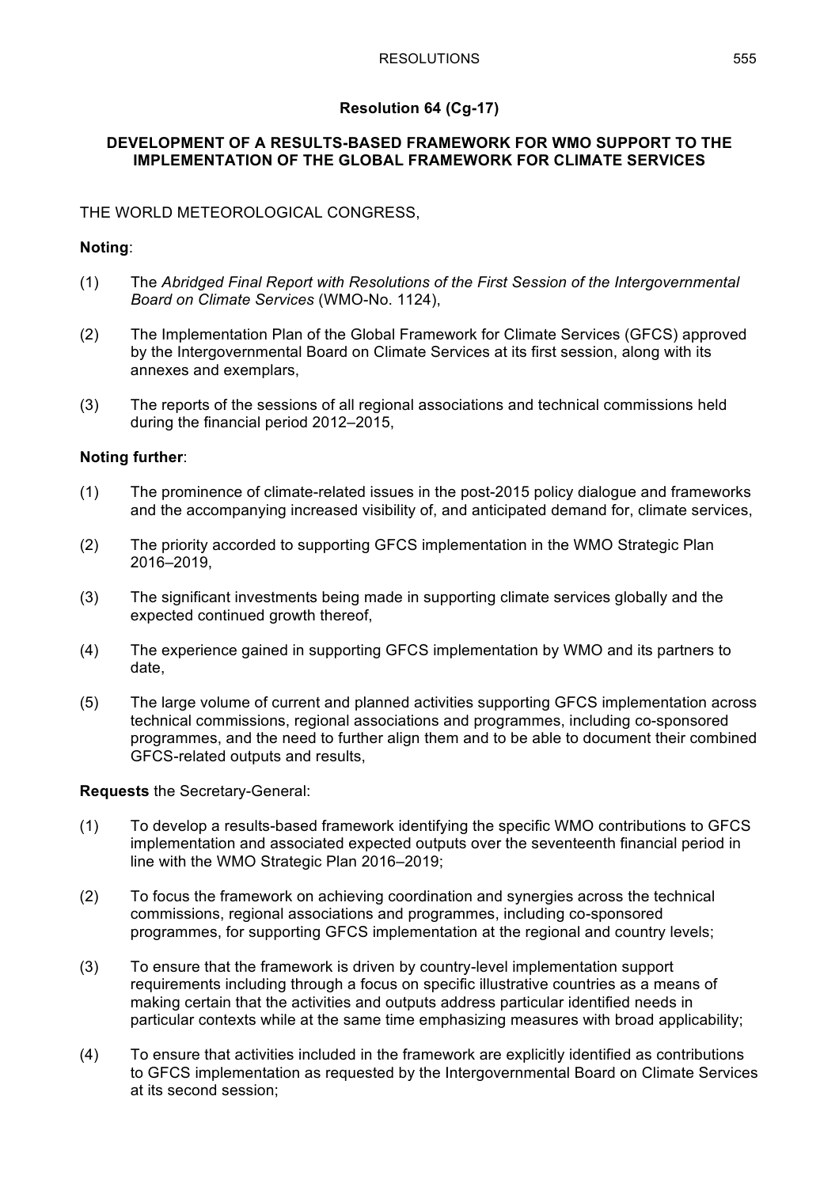## Resolution 64 (Cg-17)

### DEVELOPMENT OF A RESULTS-BASED FRAMEWORK FOR WMO SUPPORT TO THE IMPLEMENTATION OF THE GLOBAL FRAMEWORK FOR CLIMATE SERVICES

THE WORLD METEOROLOGICAL CONGRESS,

**Noting**:

(1) The *Abridged Final Report with Resolutions of the First Session of the Intergovernmental Board on Climate Services* (WMO-No. 1124),

(2) The Implementation Plan of the Global Framework for Climate Services (GFCS) approved by the Intergovernmental Board on Climate Services at its first session, along with its annexes and exemplars,

(3) The reports of the sessions of all regional associations and technical commissions held during the financial period 2012–2015,

**Noting further**:

(1) The prominence of climate-related issues in the post-2015 policy dialogue and frameworks and the accompanying increased visibility of, and anticipated demand for, climate services,

(2) The priority accorded to supporting GFCS implementation in the WMO Strategic Plan 2016–2019,

(3) The significant investments being made in supporting climate services globally and the expected continued growth thereof,

(4) The experience gained in supporting GFCS implementation by WMO and its partners to date,

(5) The large volume of current and planned activities supporting GFCS implementation across technical commissions, regional associations and programmes, including co-sponsored programmes, and the need to further align them and to be able to document their combined GFCS-related outputs and results,

**Requests** the Secretary-General:

(1) To develop a results-based framework identifying the specific WMO contributions to GFCS implementation and associated expected outputs over the seventeenth financial period in line with the WMO Strategic Plan 2016–2019;

(2) To focus the framework on achieving coordination and synergies across the technical commissions, regional associations and programmes, including co-sponsored programmes, for supporting GFCS implementation at the regional and country levels;

(3) To ensure that the framework is driven by country-level implementation support requirements including through a focus on specific illustrative countries as a means of making certain that the activities and outputs address particular identified needs in particular contexts while at the same time emphasizing measures with broad applicability;

(4) To ensure that activities included in the framework are explicitly identified as contributions to GFCS implementation as requested by the Intergovernmental Board on Climate Services at its second session;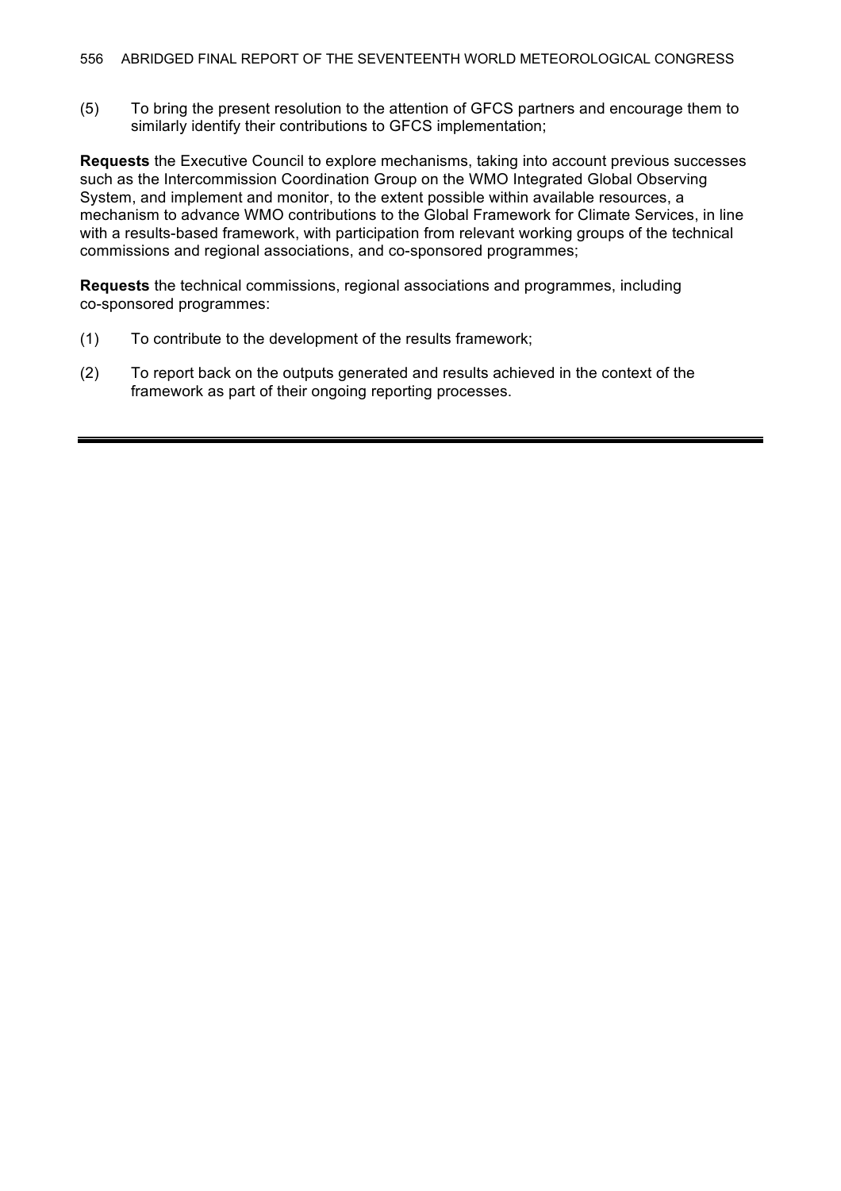(5) To bring the present resolution to the attention of GFCS partners and encourage them to similarly identify their contributions to GFCS implementation;

**Requests** the Executive Council to explore mechanisms, taking into account previous successes such as the Intercommission Coordination Group on the WMO Integrated Global Observing System, and implement and monitor, to the extent possible within available resources, a mechanism to advance WMO contributions to the Global Framework for Climate Services, in line with a results-based framework, with participation from relevant working groups of the technical commissions and regional associations, and co-sponsored programmes;

**Requests** the technical commissions, regional associations and programmes, including co-sponsored programmes:

(1) To contribute to the development of the results framework;

(2) To report back on the outputs generated and results achieved in the context of the framework as part of their ongoing reporting processes.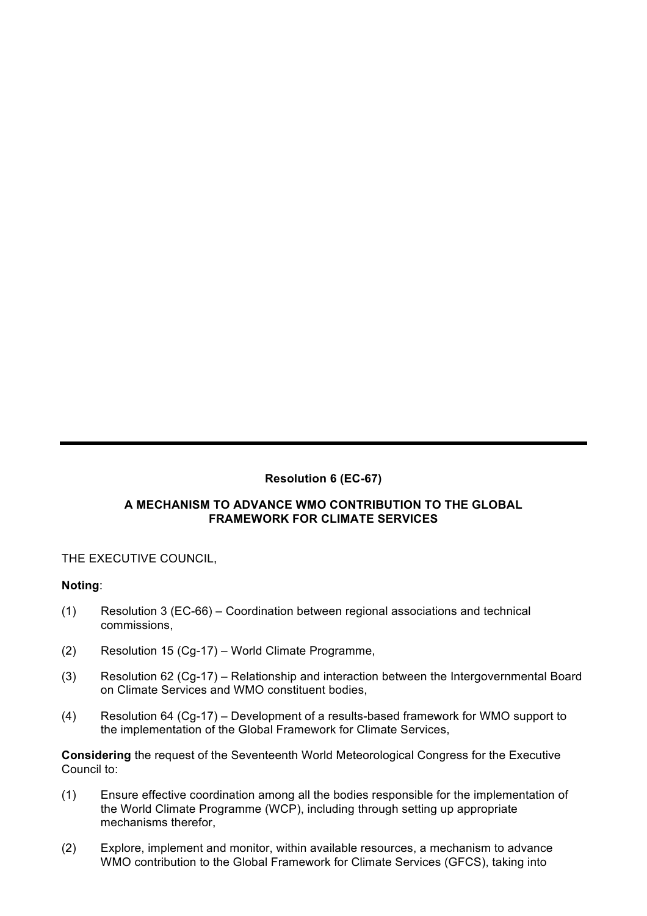**Resolution 6 (EC-67)**

**A MECHANISM TO ADVANCE WMO CONTRIBUTION TO THE GLOBAL FRAMEWORK FOR CLIMATE SERVICES**

THE EXECUTIVE COUNCIL,

**Noting**:

(1) Resolution 3 (EC-66) – Coordination between regional associations and technical commissions,

(2) Resolution 15 (Cg-17) – World Climate Programme,

(3) Resolution 62 (Cg-17) – Relationship and interaction between the Intergovernmental Board on Climate Services and WMO constituent bodies,

(4) Resolution 64 (Cg-17) – Development of a results-based framework for WMO support to the implementation of the Global Framework for Climate Services,

**Considering** the request of the Seventeenth World Meteorological Congress for the Executive Council to:

(1) Ensure effective coordination among all the bodies responsible for the implementation of the World Climate Programme (WCP), including through setting up appropriate mechanisms therefor,

(2) Explore, implement and monitor, within available resources, a mechanism to advance WMO contribution to the Global Framework for Climate Services (GFCS), taking into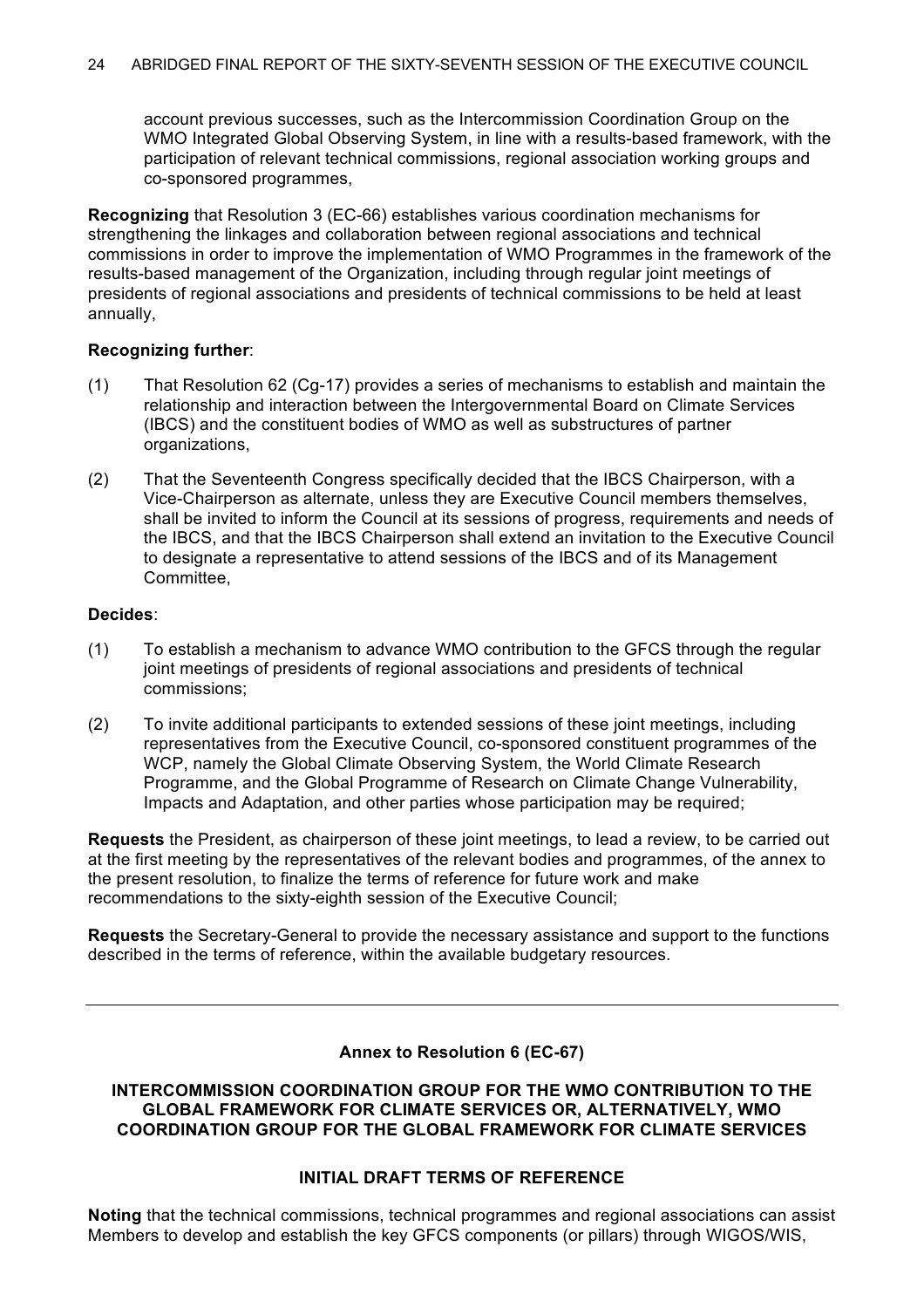account previous successes, such as the Intercommission Coordination Group on the WMO Integrated Global Observing System, in line with a results-based framework, with the participation of relevant technical commissions, regional association working groups and co-sponsored programmes,

**Recognizing** that Resolution 3 (EC-66) establishes various coordination mechanisms for strengthening the linkages and collaboration between regional associations and technical commissions in order to improve the implementation of WMO Programmes in the framework of the results-based management of the Organization, including through regular joint meetings of presidents of regional associations and presidents of technical commissions to be held at least annually,

**Recognizing further**:

(1) That Resolution 62 (Cg-17) provides a series of mechanisms to establish and maintain the relationship and interaction between the Intergovernmental Board on Climate Services (IBCS) and the constituent bodies of WMO as well as substructures of partner organizations,

(2) That the Seventeenth Congress specifically decided that the IBCS Chairperson, with a Vice-Chairperson as alternate, unless they are Executive Council members themselves, shall be invited to inform the Council at its sessions of progress, requirements and needs of the IBCS, and that the IBCS Chairperson shall extend an invitation to the Executive Council to designate a representative to attend sessions of the IBCS and of its Management Committee,

**Decides**:

(1) To establish a mechanism to advance WMO contribution to the GFCS through the regular joint meetings of presidents of regional associations and presidents of technical commissions;

(2) To invite additional participants to extended sessions of these joint meetings, including representatives from the Executive Council, co-sponsored constituent programmes of the WCP, namely the Global Climate Observing System, the World Climate Research Programme, and the Global Programme of Research on Climate Change Vulnerability, Impacts and Adaptation, and other parties whose participation may be required;

**Requests** the President, as chairperson of these joint meetings, to lead a review, to be carried out at the first meeting by the representatives of the relevant bodies and programmes, of the annex to the present resolution, to finalize the terms of reference for future work and make recommendations to the sixty-eighth session of the Executive Council;

**Requests** the Secretary-General to provide the necessary assistance and support to the functions described in the terms of reference, within the available budgetary resources.

---

## Annex to Resolution 6 (EC-67)

### INTERCOMMISSION COORDINATION GROUP FOR THE WMO CONTRIBUTION TO THE GLOBAL FRAMEWORK FOR CLIMATE SERVICES OR, ALTERNATIVELY, WMO COORDINATION GROUP FOR THE GLOBAL FRAMEWORK FOR CLIMATE SERVICES

### INITIAL DRAFT TERMS OF REFERENCE

**Noting** that the technical commissions, technical programmes and regional associations can assist Members to develop and establish the key GFCS components (or pillars) through WIGOS/WIS,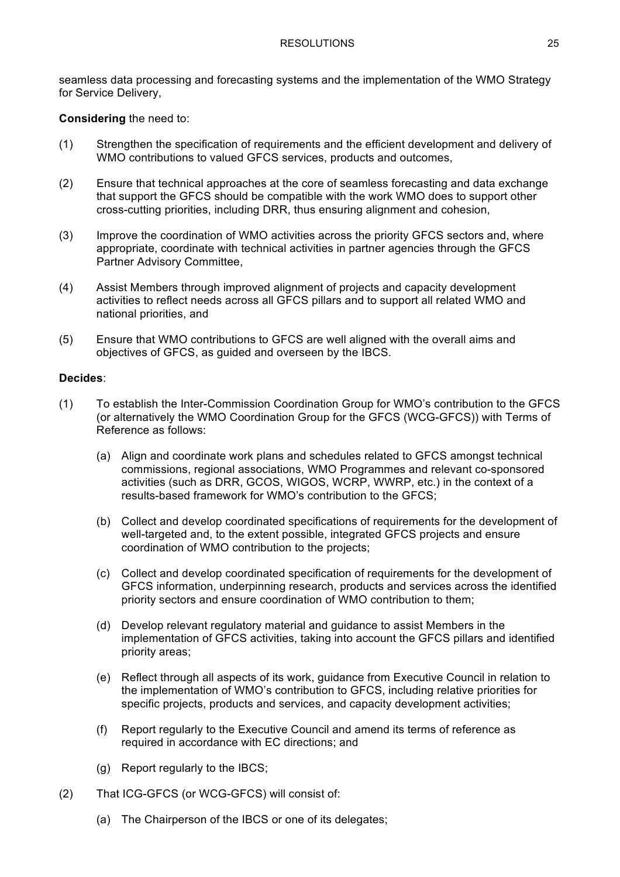seamless data processing and forecasting systems and the implementation of the WMO Strategy for Service Delivery,

**Considering** the need to:

(1) Strengthen the specification of requirements and the efficient development and delivery of WMO contributions to valued GFCS services, products and outcomes,

(2) Ensure that technical approaches at the core of seamless forecasting and data exchange that support the GFCS should be compatible with the work WMO does to support other cross-cutting priorities, including DRR, thus ensuring alignment and cohesion,

(3) Improve the coordination of WMO activities across the priority GFCS sectors and, where appropriate, coordinate with technical activities in partner agencies through the GFCS Partner Advisory Committee,

(4) Assist Members through improved alignment of projects and capacity development activities to reflect needs across all GFCS pillars and to support all related WMO and national priorities, and

(5) Ensure that WMO contributions to GFCS are well aligned with the overall aims and objectives of GFCS, as guided and overseen by the IBCS.

**Decides**:

(1) To establish the Inter-Commission Coordination Group for WMO's contribution to the GFCS (or alternatively the WMO Coordination Group for the GFCS (WCG-GFCS)) with Terms of Reference as follows:

   (a) Align and coordinate work plans and schedules related to GFCS amongst technical commissions, regional associations, WMO Programmes and relevant co-sponsored activities (such as DRR, GCOS, WIGOS, WCRP, WWRP, etc.) in the context of a results-based framework for WMO's contribution to the GFCS;

   (b) Collect and develop coordinated specifications of requirements for the development of well-targeted and, to the extent possible, integrated GFCS projects and ensure coordination of WMO contribution to the projects;

   (c) Collect and develop coordinated specification of requirements for the development of GFCS information, underpinning research, products and services across the identified priority sectors and ensure coordination of WMO contribution to them;

   (d) Develop relevant regulatory material and guidance to assist Members in the implementation of GFCS activities, taking into account the GFCS pillars and identified priority areas;

   (e) Reflect through all aspects of its work, guidance from Executive Council in relation to the implementation of WMO's contribution to GFCS, including relative priorities for specific projects, products and services, and capacity development activities;

   (f) Report regularly to the Executive Council and amend its terms of reference as required in accordance with EC directions; and

   (g) Report regularly to the IBCS;

(2) That ICG-GFCS (or WCG-GFCS) will consist of:

   (a) The Chairperson of the IBCS or one of its delegates;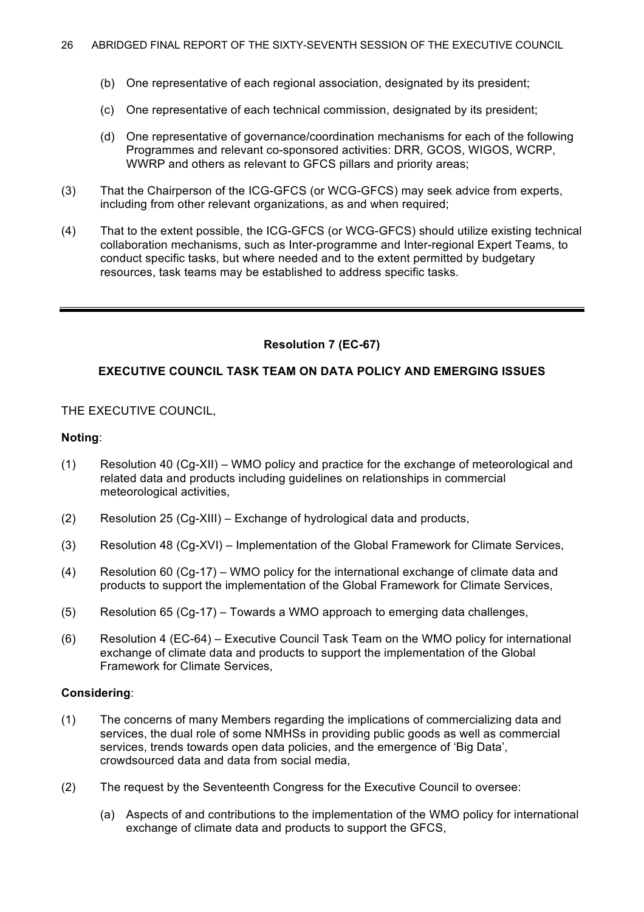(b) One representative of each regional association, designated by its president;

(c) One representative of each technical commission, designated by its president;

(d) One representative of governance/coordination mechanisms for each of the following Programmes and relevant co-sponsored activities: DRR, GCOS, WIGOS, WCRP, WWRP and others as relevant to GFCS pillars and priority areas;

(3) That the Chairperson of the ICG-GFCS (or WCG-GFCS) may seek advice from experts, including from other relevant organizations, as and when required;

(4) That to the extent possible, the ICG-GFCS (or WCG-GFCS) should utilize existing technical collaboration mechanisms, such as Inter-programme and Inter-regional Expert Teams, to conduct specific tasks, but where needed and to the extent permitted by budgetary resources, task teams may be established to address specific tasks.

---

## Resolution 7 (EC-67)

### EXECUTIVE COUNCIL TASK TEAM ON DATA POLICY AND EMERGING ISSUES

THE EXECUTIVE COUNCIL,

**Noting**:

(1) Resolution 40 (Cg-XII) – WMO policy and practice for the exchange of meteorological and related data and products including guidelines on relationships in commercial meteorological activities,

(2) Resolution 25 (Cg-XIII) – Exchange of hydrological data and products,

(3) Resolution 48 (Cg-XVI) – Implementation of the Global Framework for Climate Services,

(4) Resolution 60 (Cg-17) – WMO policy for the international exchange of climate data and products to support the implementation of the Global Framework for Climate Services,

(5) Resolution 65 (Cg-17) – Towards a WMO approach to emerging data challenges,

(6) Resolution 4 (EC-64) – Executive Council Task Team on the WMO policy for international exchange of climate data and products to support the implementation of the Global Framework for Climate Services,

**Considering**:

(1) The concerns of many Members regarding the implications of commercializing data and services, the dual role of some NMHSs in providing public goods as well as commercial services, trends towards open data policies, and the emergence of 'Big Data', crowdsourced data and data from social media,

(2) The request by the Seventeenth Congress for the Executive Council to oversee:

(a) Aspects of and contributions to the implementation of the WMO policy for international exchange of climate data and products to support the GFCS,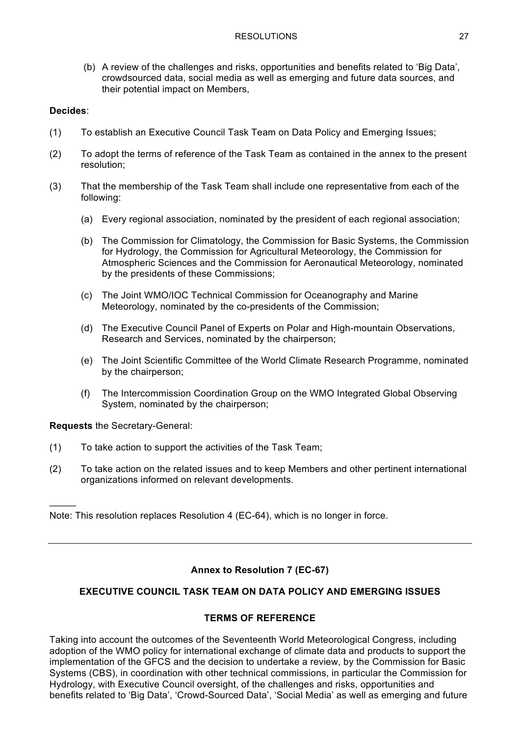(b) A review of the challenges and risks, opportunities and benefits related to 'Big Data', crowdsourced data, social media as well as emerging and future data sources, and their potential impact on Members,

**Decides**:

(1) To establish an Executive Council Task Team on Data Policy and Emerging Issues;

(2) To adopt the terms of reference of the Task Team as contained in the annex to the present resolution;

(3) That the membership of the Task Team shall include one representative from each of the following:

(a) Every regional association, nominated by the president of each regional association;

(b) The Commission for Climatology, the Commission for Basic Systems, the Commission for Hydrology, the Commission for Agricultural Meteorology, the Commission for Atmospheric Sciences and the Commission for Aeronautical Meteorology, nominated by the presidents of these Commissions;

(c) The Joint WMO/IOC Technical Commission for Oceanography and Marine Meteorology, nominated by the co-presidents of the Commission;

(d) The Executive Council Panel of Experts on Polar and High-mountain Observations, Research and Services, nominated by the chairperson;

(e) The Joint Scientific Committee of the World Climate Research Programme, nominated by the chairperson;

(f) The Intercommission Coordination Group on the WMO Integrated Global Observing System, nominated by the chairperson;

**Requests** the Secretary-General:

(1) To take action to support the activities of the Task Team;

(2) To take action on the related issues and to keep Members and other pertinent international organizations informed on relevant developments.

Note: This resolution replaces Resolution 4 (EC-64), which is no longer in force.

---

### Annex to Resolution 7 (EC-67)

### EXECUTIVE COUNCIL TASK TEAM ON DATA POLICY AND EMERGING ISSUES

### TERMS OF REFERENCE

Taking into account the outcomes of the Seventeenth World Meteorological Congress, including adoption of the WMO policy for international exchange of climate data and products to support the implementation of the GFCS and the decision to undertake a review, by the Commission for Basic Systems (CBS), in coordination with other technical commissions, in particular the Commission for Hydrology, with Executive Council oversight, of the challenges and risks, opportunities and benefits related to 'Big Data', 'Crowd-Sourced Data', 'Social Media' as well as emerging and future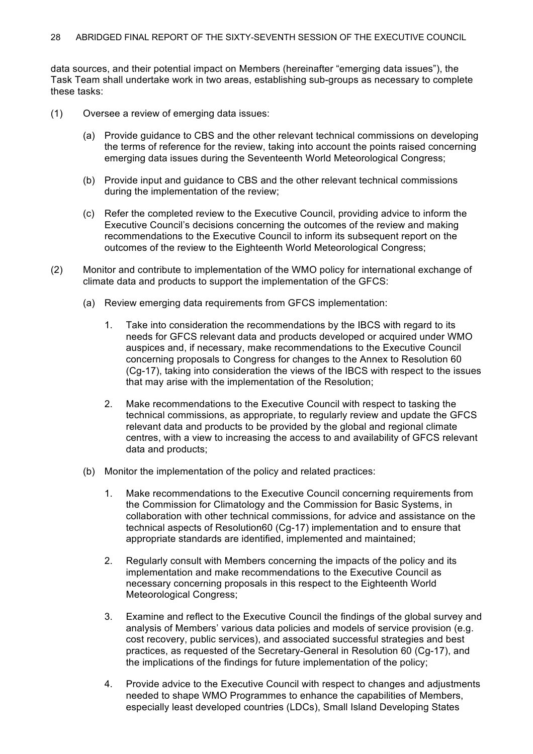data sources, and their potential impact on Members (hereinafter "emerging data issues"), the Task Team shall undertake work in two areas, establishing sub-groups as necessary to complete these tasks:

(1) Oversee a review of emerging data issues:

  (a) Provide guidance to CBS and the other relevant technical commissions on developing the terms of reference for the review, taking into account the points raised concerning emerging data issues during the Seventeenth World Meteorological Congress;

  (b) Provide input and guidance to CBS and the other relevant technical commissions during the implementation of the review;

  (c) Refer the completed review to the Executive Council, providing advice to inform the Executive Council's decisions concerning the outcomes of the review and making recommendations to the Executive Council to inform its subsequent report on the outcomes of the review to the Eighteenth World Meteorological Congress;

(2) Monitor and contribute to implementation of the WMO policy for international exchange of climate data and products to support the implementation of the GFCS:

  (a) Review emerging data requirements from GFCS implementation:

    1. Take into consideration the recommendations by the IBCS with regard to its needs for GFCS relevant data and products developed or acquired under WMO auspices and, if necessary, make recommendations to the Executive Council concerning proposals to Congress for changes to the Annex to Resolution 60 (Cg-17), taking into consideration the views of the IBCS with respect to the issues that may arise with the implementation of the Resolution;

    2. Make recommendations to the Executive Council with respect to tasking the technical commissions, as appropriate, to regularly review and update the GFCS relevant data and products to be provided by the global and regional climate centres, with a view to increasing the access to and availability of GFCS relevant data and products;

  (b) Monitor the implementation of the policy and related practices:

    1. Make recommendations to the Executive Council concerning requirements from the Commission for Climatology and the Commission for Basic Systems, in collaboration with other technical commissions, for advice and assistance on the technical aspects of Resolution60 (Cg-17) implementation and to ensure that appropriate standards are identified, implemented and maintained;

    2. Regularly consult with Members concerning the impacts of the policy and its implementation and make recommendations to the Executive Council as necessary concerning proposals in this respect to the Eighteenth World Meteorological Congress;

    3. Examine and reflect to the Executive Council the findings of the global survey and analysis of Members' various data policies and models of service provision (e.g. cost recovery, public services), and associated successful strategies and best practices, as requested of the Secretary-General in Resolution 60 (Cg-17), and the implications of the findings for future implementation of the policy;

    4. Provide advice to the Executive Council with respect to changes and adjustments needed to shape WMO Programmes to enhance the capabilities of Members, especially least developed countries (LDCs), Small Island Developing States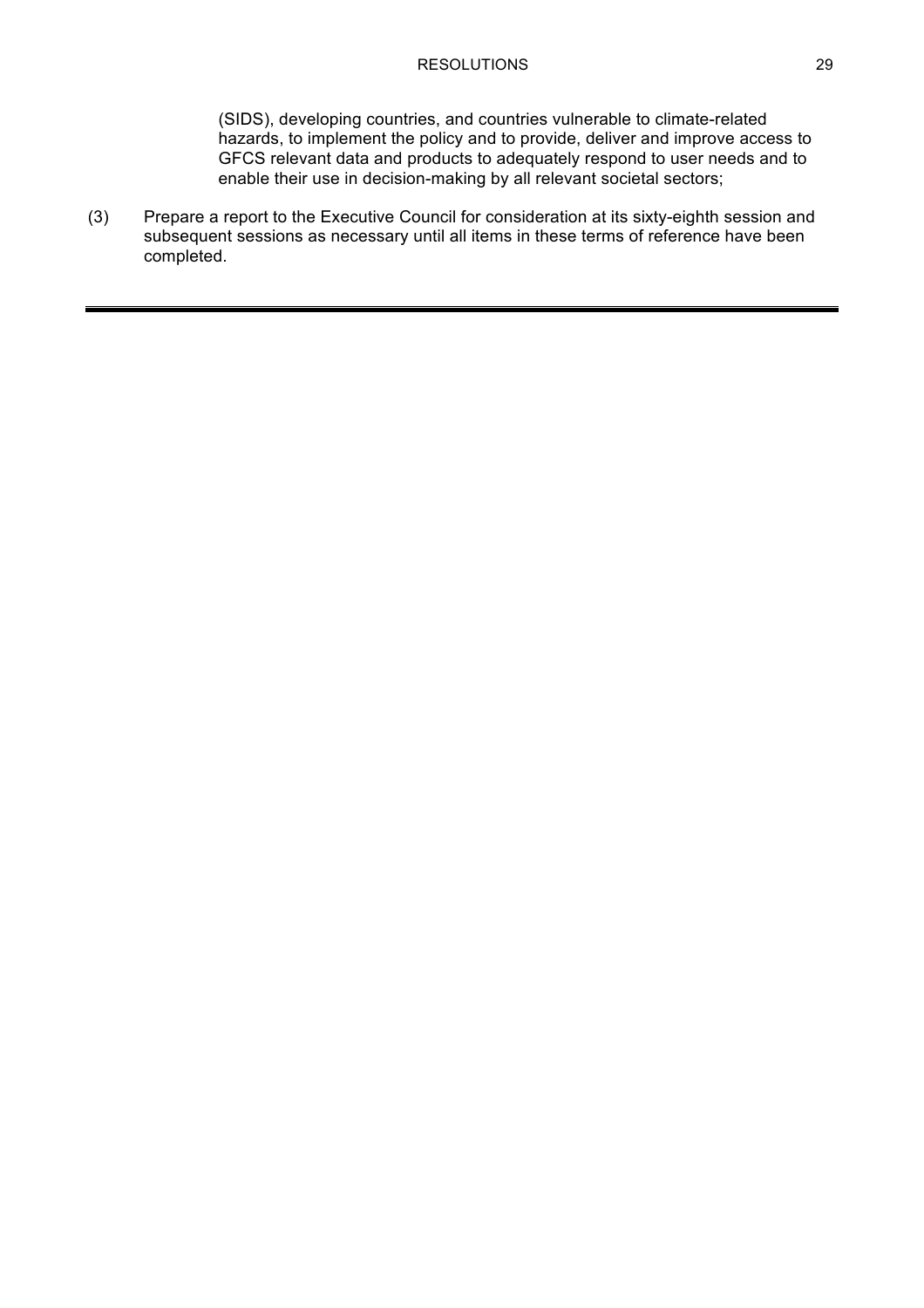(SIDS), developing countries, and countries vulnerable to climate-related hazards, to implement the policy and to provide, deliver and improve access to GFCS relevant data and products to adequately respond to user needs and to enable their use in decision-making by all relevant societal sectors;

(3) Prepare a report to the Executive Council for consideration at its sixty-eighth session and subsequent sessions as necessary until all items in these terms of reference have been completed.